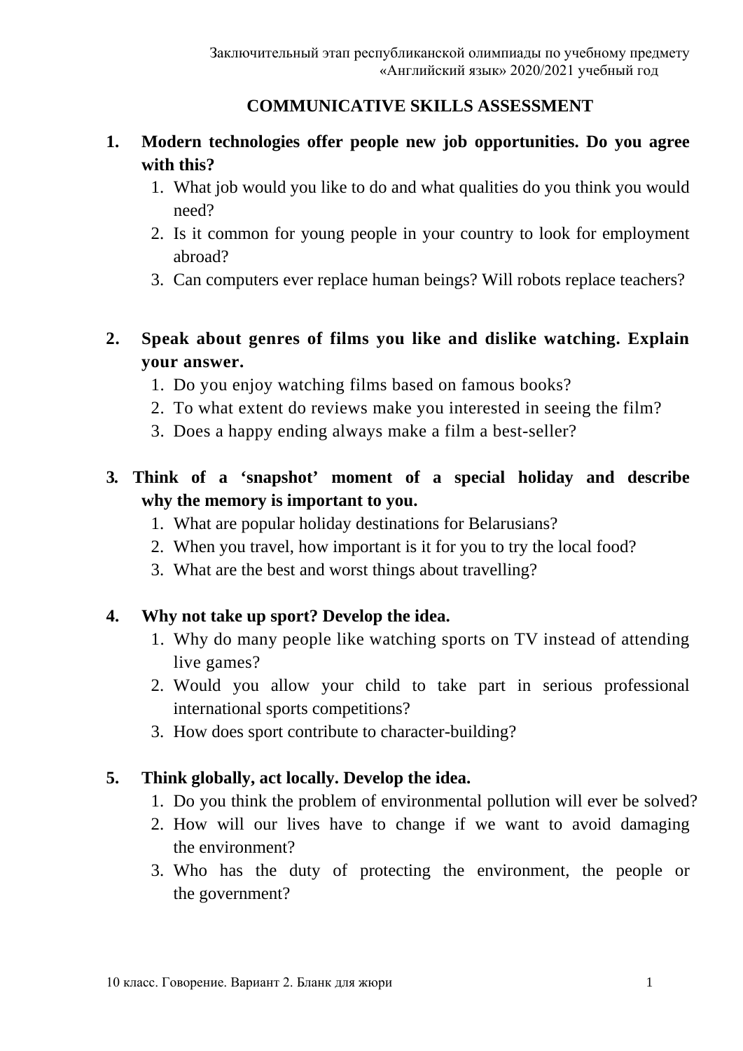Заключительный этап республиканской олимпиады по учебному предмету «Английский язык» 2020/2021 учебный год

## COMMUNICATIVE SKILLS ASSESSMENT

1. **Modern technologies offer people new job opportunities. Do you agree with this?**
    1. What job would you like to do and what qualities do you think you would need?
    2. Is it common for young people in your country to look for employment abroad?
    3. Can computers ever replace human beings? Will robots replace teachers?

2. **Speak about genres of films you like and dislike watching. Explain your answer.**
    1. Do you enjoy watching films based on famous books?
    2. To what extent do reviews make you interested in seeing the film?
    3. Does a happy ending always make a film a best-seller?

3. **Think of a ‘snapshot’ moment of a special holiday and describe why the memory is important to you.**
    1. What are popular holiday destinations for Belarusians?
    2. When you travel, how important is it for you to try the local food?
    3. What are the best and worst things about travelling?

4. **Why not take up sport? Develop the idea.**
    1. Why do many people like watching sports on TV instead of attending live games?
    2. Would you allow your child to take part in serious professional international sports competitions?
    3. How does sport contribute to character-building?

5. **Think globally, act locally. Develop the idea.**
    1. Do you think the problem of environmental pollution will ever be solved?
    2. How will our lives have to change if we want to avoid damaging the environment?
    3. Who has the duty of protecting the environment, the people or the government?

10 класс. Говорение. Вариант 2. Бланк для жюри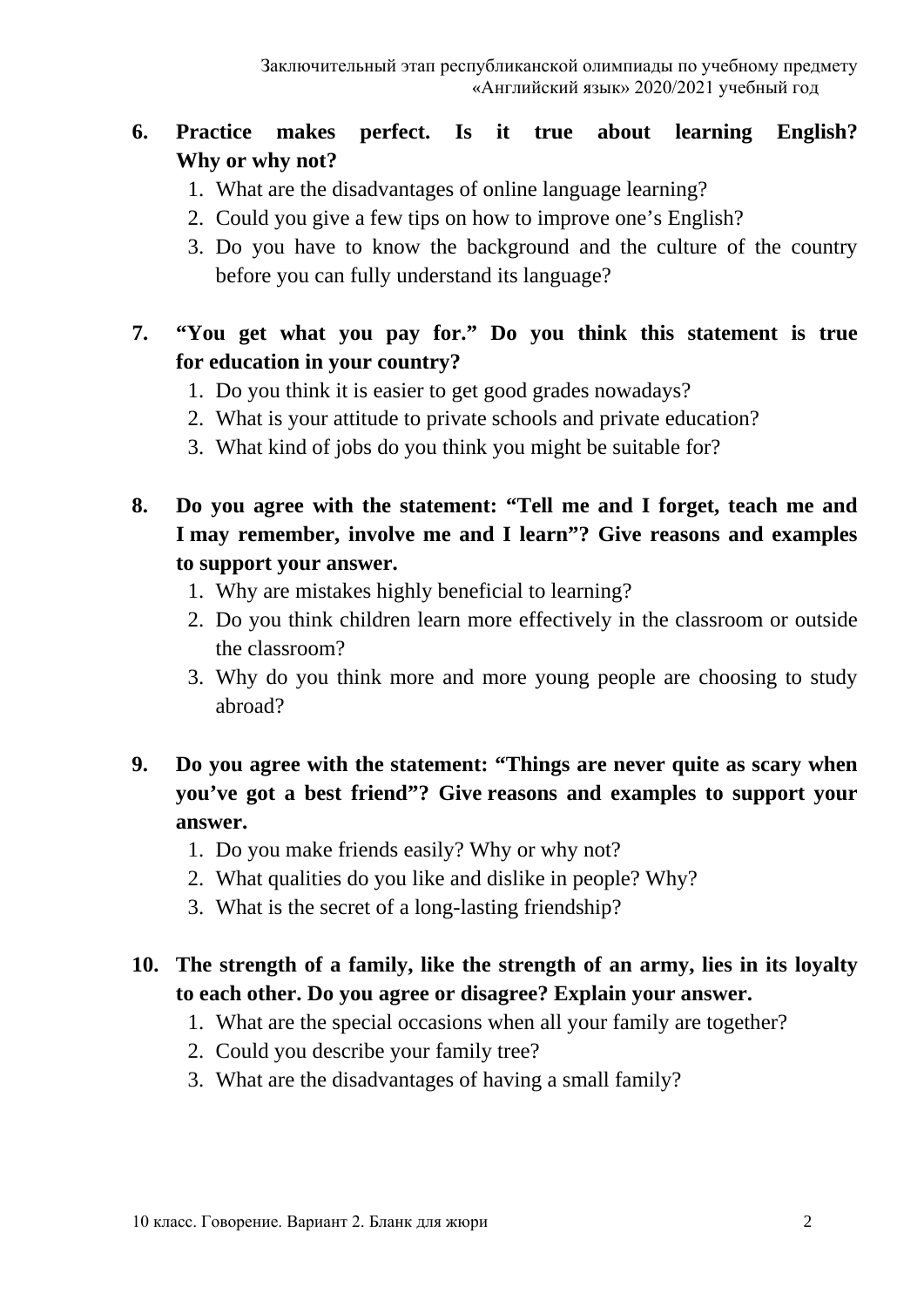6. **Practice makes perfect. Is it true about learning English? Why or why not?**
   1. What are the disadvantages of online language learning?
   2. Could you give a few tips on how to improve one's English?
   3. Do you have to know the background and the culture of the country before you can fully understand its language?

7. **"You get what you pay for." Do you think this statement is true for education in your country?**
   1. Do you think it is easier to get good grades nowadays?
   2. What is your attitude to private schools and private education?
   3. What kind of jobs do you think you might be suitable for?

8. **Do you agree with the statement: "Tell me and I forget, teach me and I may remember, involve me and I learn"? Give reasons and examples to support your answer.**
   1. Why are mistakes highly beneficial to learning?
   2. Do you think children learn more effectively in the classroom or outside the classroom?
   3. Why do you think more and more young people are choosing to study abroad?

9. **Do you agree with the statement: "Things are never quite as scary when you've got a best friend"? Give reasons and examples to support your answer.**
   1. Do you make friends easily? Why or why not?
   2. What qualities do you like and dislike in people? Why?
   3. What is the secret of a long-lasting friendship?

10. **The strength of a family, like the strength of an army, lies in its loyalty to each other. Do you agree or disagree? Explain your answer.**
    1. What are the special occasions when all your family are together?
    2. Could you describe your family tree?
    3. What are the disadvantages of having a small family?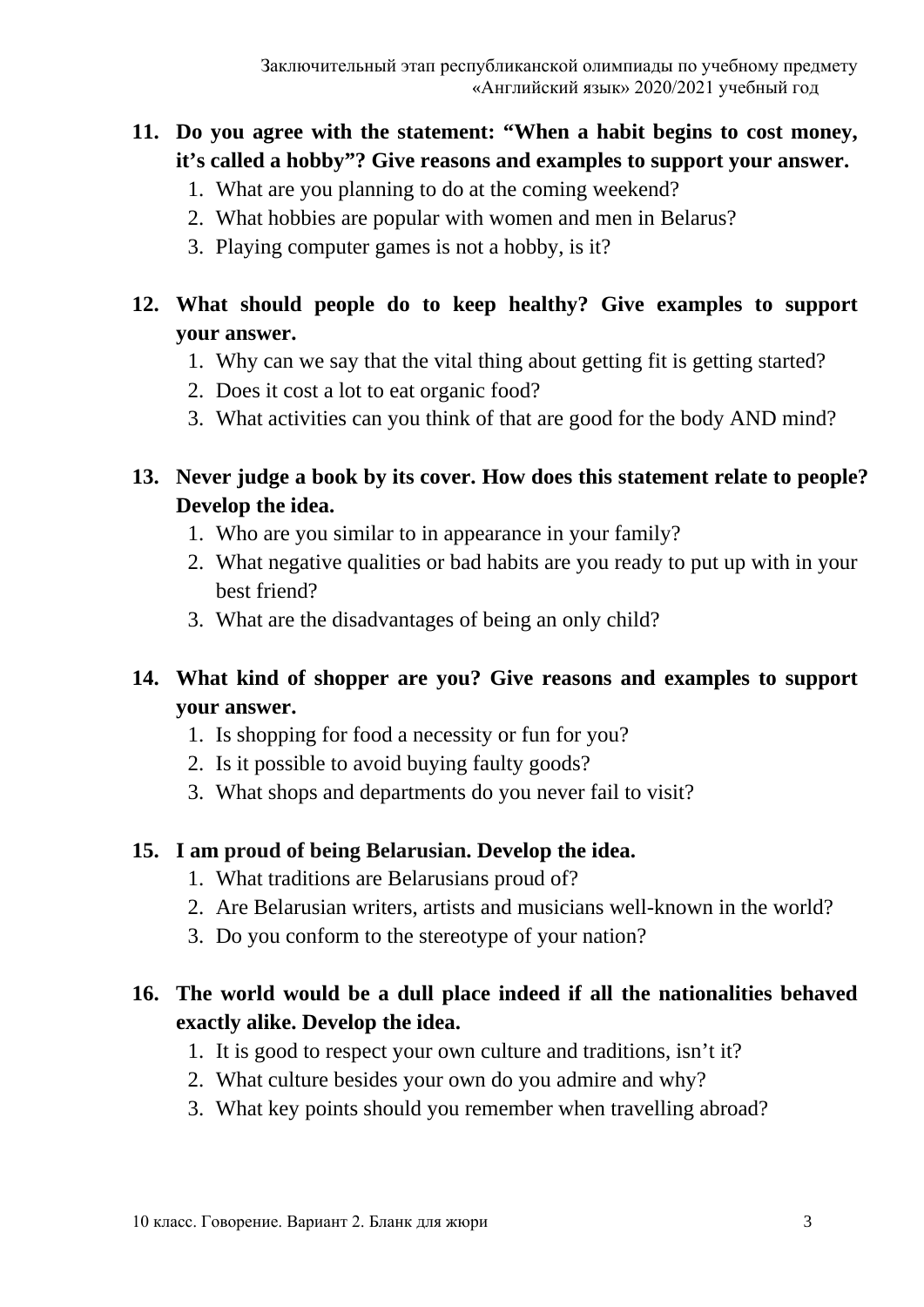11. **Do you agree with the statement: "When a habit begins to cost money, it's called a hobby"? Give reasons and examples to support your answer.**
    1. What are you planning to do at the coming weekend?
    2. What hobbies are popular with women and men in Belarus?
    3. Playing computer games is not a hobby, is it?

12. **What should people do to keep healthy? Give examples to support your answer.**
    1. Why can we say that the vital thing about getting fit is getting started?
    2. Does it cost a lot to eat organic food?
    3. What activities can you think of that are good for the body AND mind?

13. **Never judge a book by its cover. How does this statement relate to people? Develop the idea.**
    1. Who are you similar to in appearance in your family?
    2. What negative qualities or bad habits are you ready to put up with in your best friend?
    3. What are the disadvantages of being an only child?

14. **What kind of shopper are you? Give reasons and examples to support your answer.**
    1. Is shopping for food a necessity or fun for you?
    2. Is it possible to avoid buying faulty goods?
    3. What shops and departments do you never fail to visit?

15. **I am proud of being Belarusian. Develop the idea.**
    1. What traditions are Belarusians proud of?
    2. Are Belarusian writers, artists and musicians well-known in the world?
    3. Do you conform to the stereotype of your nation?

16. **The world would be a dull place indeed if all the nationalities behaved exactly alike. Develop the idea.**
    1. It is good to respect your own culture and traditions, isn't it?
    2. What culture besides your own do you admire and why?
    3. What key points should you remember when travelling abroad?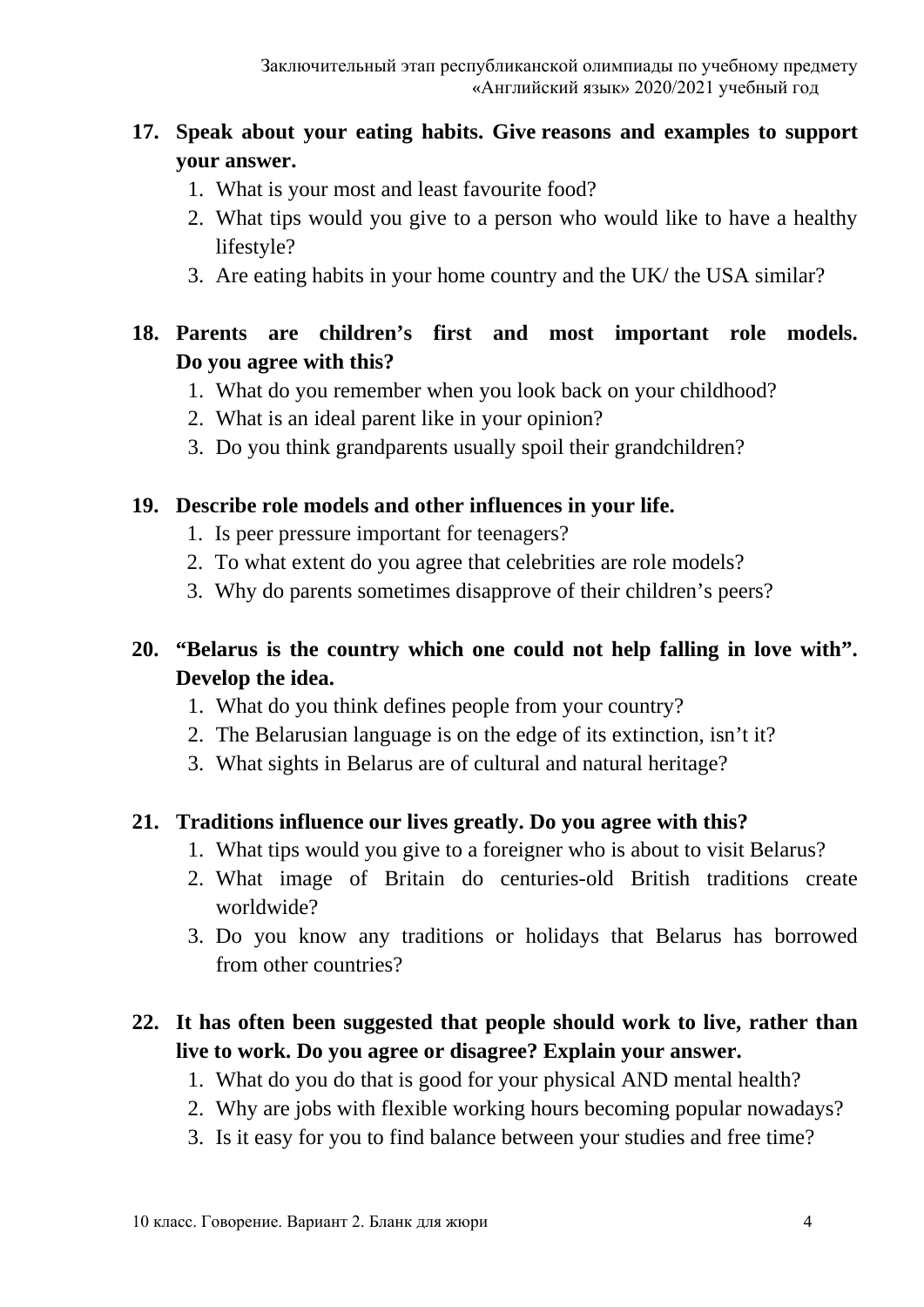**17. Speak about your eating habits. Give reasons and examples to support your answer.**

1. What is your most and least favourite food?
2. What tips would you give to a person who would like to have a healthy lifestyle?
3. Are eating habits in your home country and the UK/ the USA similar?

**18. Parents are children's first and most important role models. Do you agree with this?**

1. What do you remember when you look back on your childhood?
2. What is an ideal parent like in your opinion?
3. Do you think grandparents usually spoil their grandchildren?

**19. Describe role models and other influences in your life.**

1. Is peer pressure important for teenagers?
2. To what extent do you agree that celebrities are role models?
3. Why do parents sometimes disapprove of their children's peers?

**20. "Belarus is the country which one could not help falling in love with". Develop the idea.**

1. What do you think defines people from your country?
2. The Belarusian language is on the edge of its extinction, isn't it?
3. What sights in Belarus are of cultural and natural heritage?

**21. Traditions influence our lives greatly. Do you agree with this?**

1. What tips would you give to a foreigner who is about to visit Belarus?
2. What image of Britain do centuries-old British traditions create worldwide?
3. Do you know any traditions or holidays that Belarus has borrowed from other countries?

**22. It has often been suggested that people should work to live, rather than live to work. Do you agree or disagree? Explain your answer.**

1. What do you do that is good for your physical AND mental health?
2. Why are jobs with flexible working hours becoming popular nowadays?
3. Is it easy for you to find balance between your studies and free time?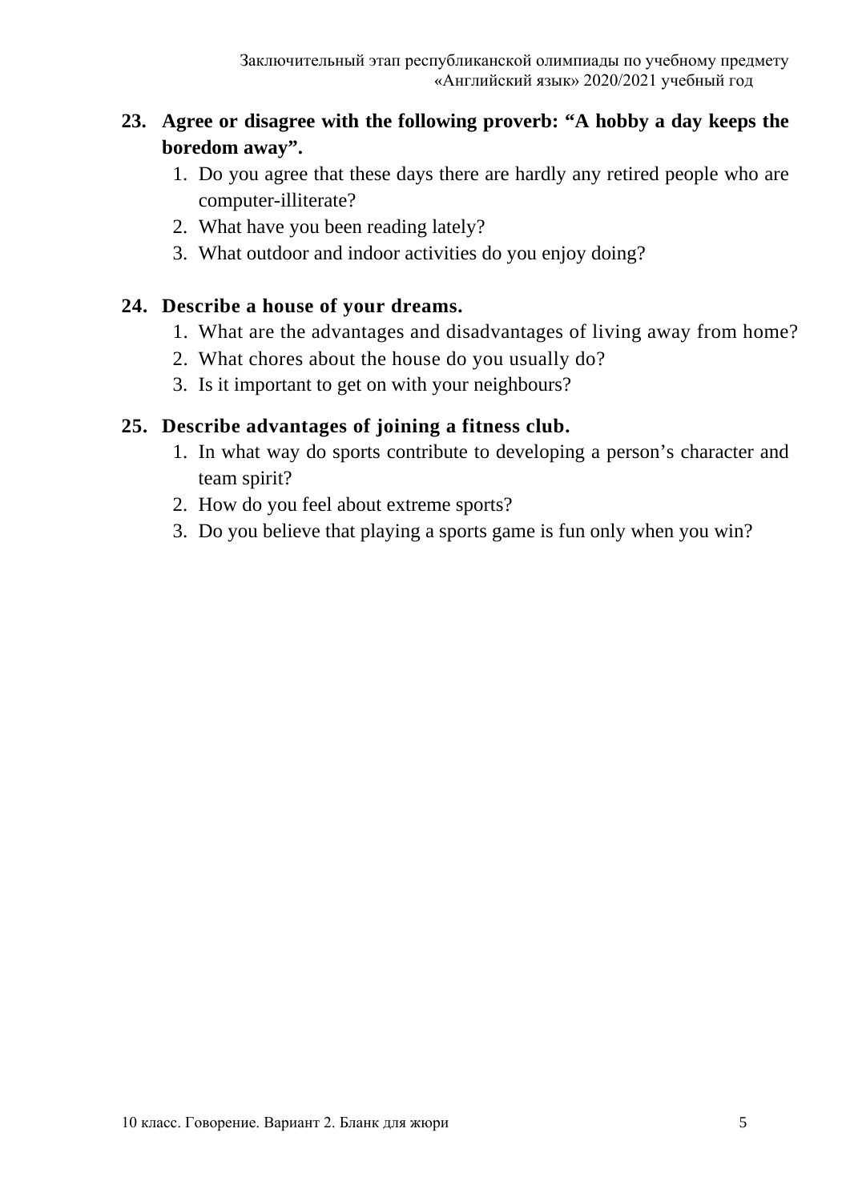23. **Agree or disagree with the following proverb: "A hobby a day keeps the boredom away".**
    1. Do you agree that these days there are hardly any retired people who are computer-illiterate?
    2. What have you been reading lately?
    3. What outdoor and indoor activities do you enjoy doing?

24. **Describe a house of your dreams.**
    1. What are the advantages and disadvantages of living away from home?
    2. What chores about the house do you usually do?
    3. Is it important to get on with your neighbours?

25. **Describe advantages of joining a fitness club.**
    1. In what way do sports contribute to developing a person's character and team spirit?
    2. How do you feel about extreme sports?
    3. Do you believe that playing a sports game is fun only when you win?